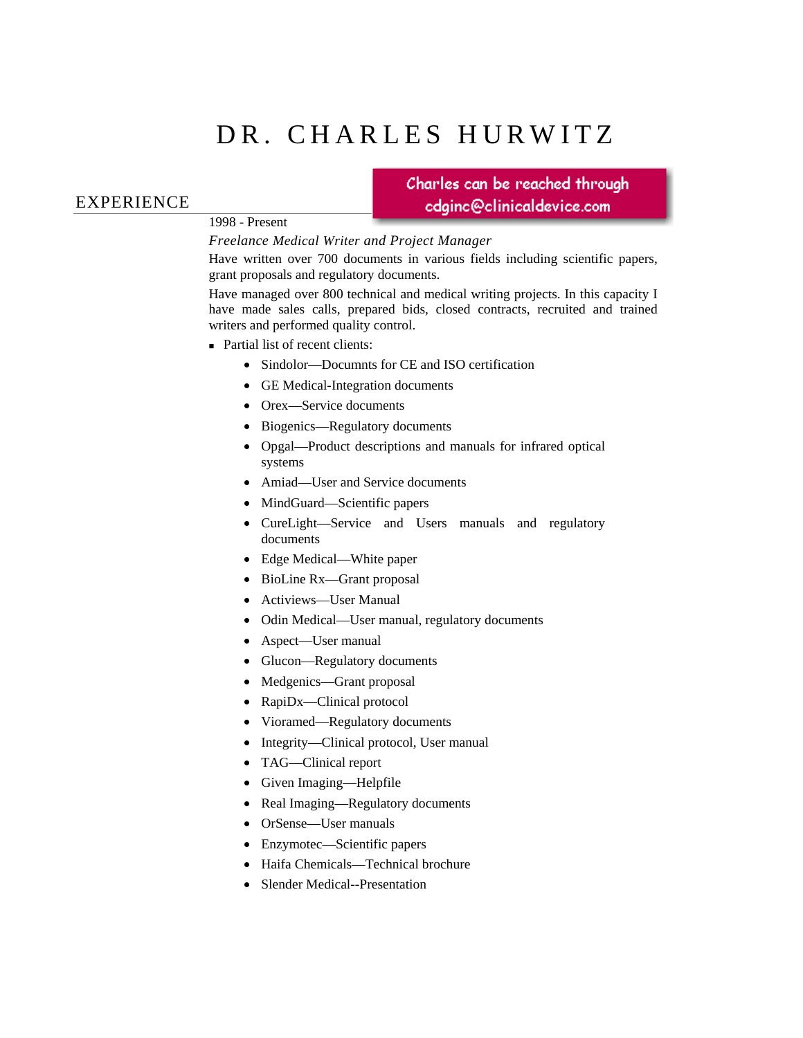# DR. CHARLES HURWITZ

Charles can be reached through cdginc@clinicaldevice.com

## EXPERIENCE

1998 - Present

*Freelance Medical Writer and Project Manager*

Have written over 700 documents in various fields including scientific papers, grant proposals and regulatory documents.

Have managed over 800 technical and medical writing projects. In this capacity I have made sales calls, prepared bids, closed contracts, recruited and trained writers and performed quality control.

- Partial list of recent clients:
  - Sindolor—Documnts for CE and ISO certification
  - GE Medical-Integration documents
  - Orex—Service documents
  - Biogenics—Regulatory documents
  - Opgal—Product descriptions and manuals for infrared optical systems
  - Amiad—User and Service documents
  - MindGuard—Scientific papers
  - CureLight—Service and Users manuals and regulatory documents
  - Edge Medical—White paper
  - BioLine Rx—Grant proposal
  - Activiews—User Manual
  - Odin Medical—User manual, regulatory documents
  - Aspect—User manual
  - Glucon—Regulatory documents
  - Medgenics—Grant proposal
  - RapiDx—Clinical protocol
  - Vioramed—Regulatory documents
  - Integrity—Clinical protocol, User manual
  - TAG—Clinical report
  - Given Imaging—Helpfile
  - Real Imaging—Regulatory documents
  - OrSense—User manuals
  - Enzymotec—Scientific papers
  - Haifa Chemicals—Technical brochure
  - Slender Medical--Presentation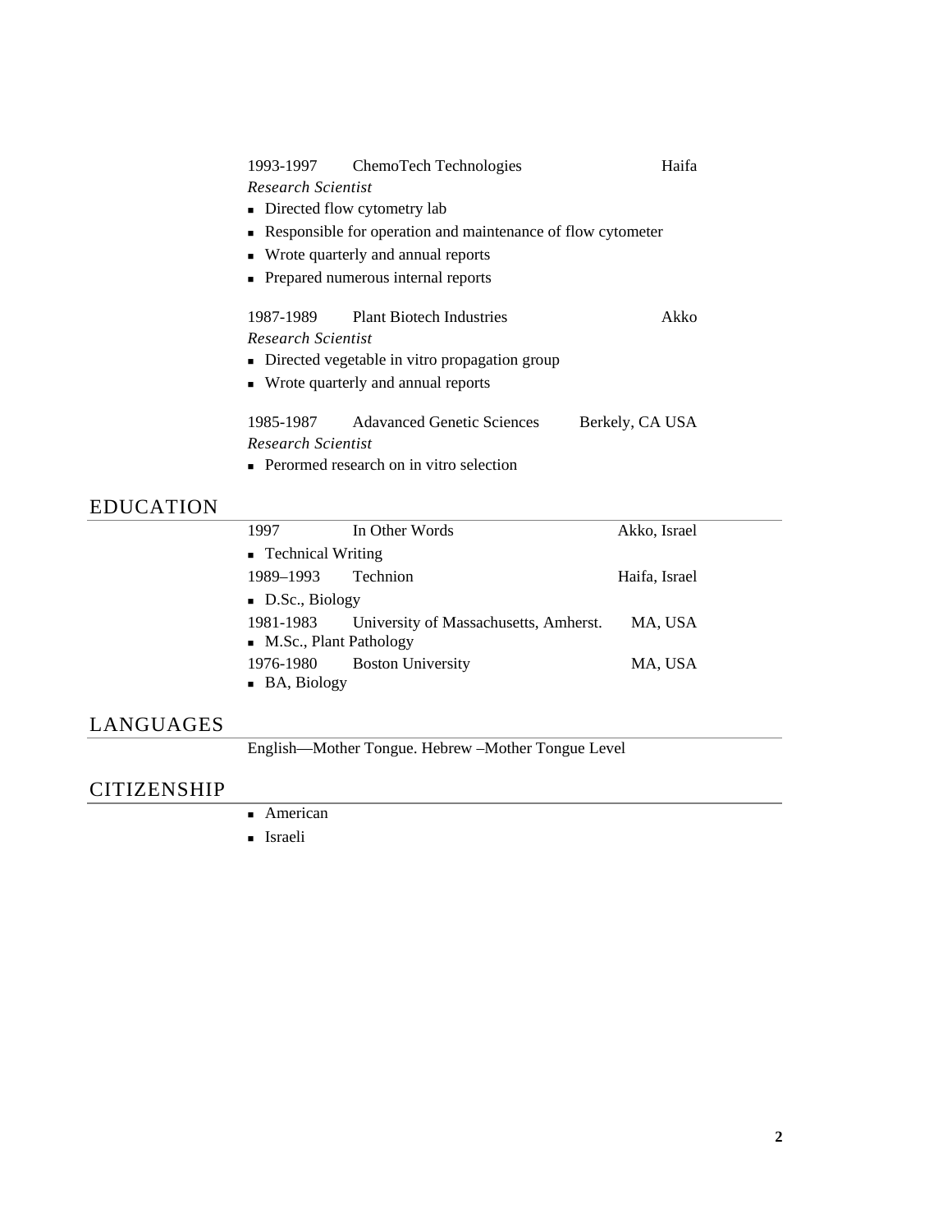1993-1997 ChemoTech Technologies Haifa

*Research Scientist*

- Directed flow cytometry lab
- Responsible for operation and maintenance of flow cytometer
- Wrote quarterly and annual reports
- Prepared numerous internal reports

1987-1989 Plant Biotech Industries Akko

*Research Scientist*

- Directed vegetable in vitro propagation group
- Wrote quarterly and annual reports

1985-1987 Adavanced Genetic Sciences Berkely, CA USA

*Research Scientist*

- Perormed research on in vitro selection

## EDUCATION

1997 In Other Words Akko, Israel

- Technical Writing

1989–1993 Technion Haifa, Israel

- D.Sc., Biology

1981-1983 University of Massachusetts, Amherst. MA, USA

- M.Sc., Plant Pathology

1976-1980 Boston University MA, USA

- BA, Biology

## LANGUAGES

English—Mother Tongue. Hebrew –Mother Tongue Level

## CITIZENSHIP

- American
- Israeli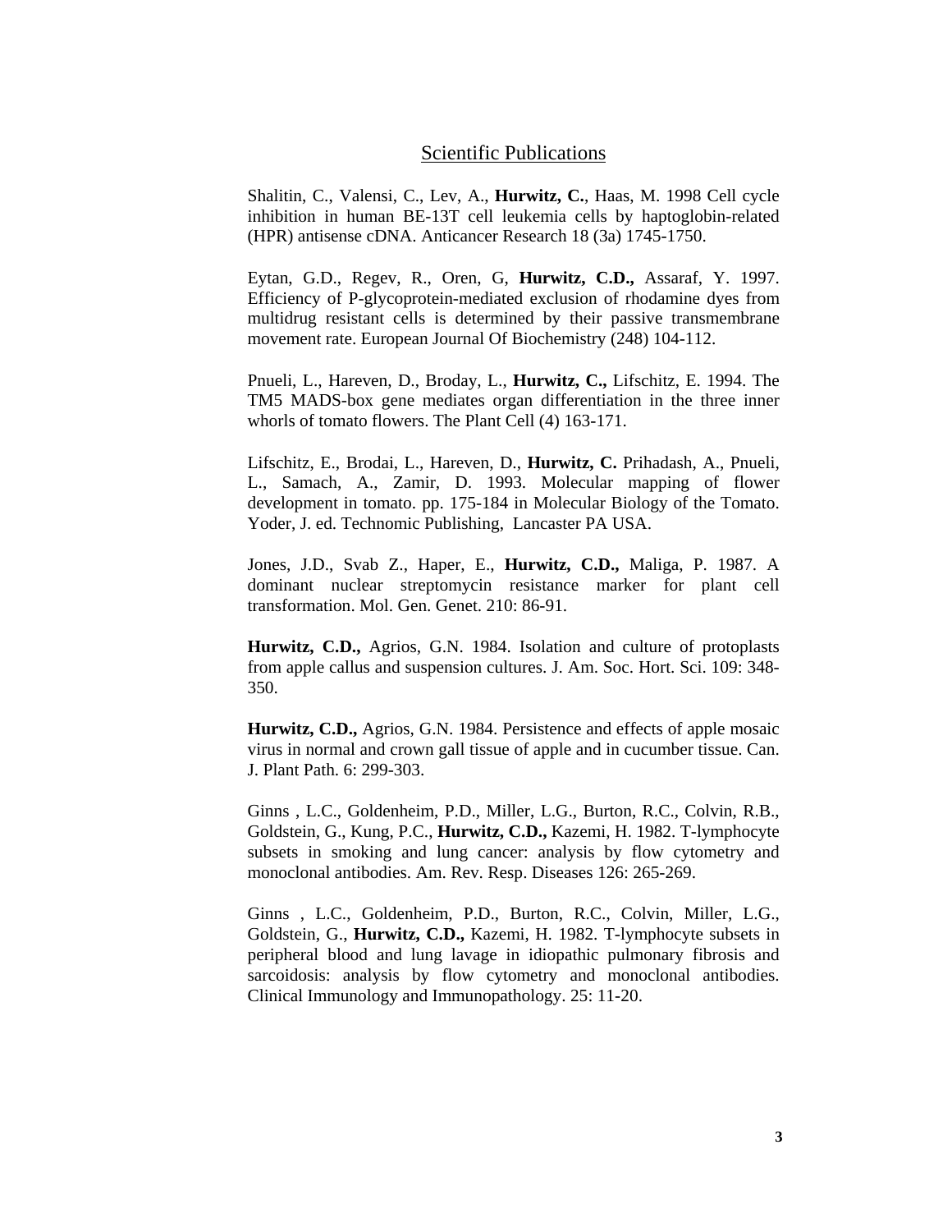## Scientific Publications

Shalitin, C., Valensi, C., Lev, A., **Hurwitz, C.**, Haas, M. 1998 Cell cycle inhibition in human BE-13T cell leukemia cells by haptoglobin-related (HPR) antisense cDNA. Anticancer Research 18 (3a) 1745-1750.

Eytan, G.D., Regev, R., Oren, G, **Hurwitz, C.D.,** Assaraf, Y. 1997. Efficiency of P-glycoprotein-mediated exclusion of rhodamine dyes from multidrug resistant cells is determined by their passive transmembrane movement rate. European Journal Of Biochemistry (248) 104-112.

Pnueli, L., Hareven, D., Broday, L., **Hurwitz, C.,** Lifschitz, E. 1994. The TM5 MADS-box gene mediates organ differentiation in the three inner whorls of tomato flowers. The Plant Cell (4) 163-171.

Lifschitz, E., Brodai, L., Hareven, D., **Hurwitz, C.** Prihadash, A., Pnueli, L., Samach, A., Zamir, D. 1993. Molecular mapping of flower development in tomato. pp. 175-184 in Molecular Biology of the Tomato. Yoder, J. ed. Technomic Publishing, Lancaster PA USA.

Jones, J.D., Svab Z., Haper, E., **Hurwitz, C.D.,** Maliga, P. 1987. A dominant nuclear streptomycin resistance marker for plant cell transformation. Mol. Gen. Genet. 210: 86-91.

**Hurwitz, C.D.,** Agrios, G.N. 1984. Isolation and culture of protoplasts from apple callus and suspension cultures. J. Am. Soc. Hort. Sci. 109: 348-350.

**Hurwitz, C.D.,** Agrios, G.N. 1984. Persistence and effects of apple mosaic virus in normal and crown gall tissue of apple and in cucumber tissue. Can. J. Plant Path. 6: 299-303.

Ginns , L.C., Goldenheim, P.D., Miller, L.G., Burton, R.C., Colvin, R.B., Goldstein, G., Kung, P.C., **Hurwitz, C.D.,** Kazemi, H. 1982. T-lymphocyte subsets in smoking and lung cancer: analysis by flow cytometry and monoclonal antibodies. Am. Rev. Resp. Diseases 126: 265-269.

Ginns , L.C., Goldenheim, P.D., Burton, R.C., Colvin, Miller, L.G., Goldstein, G., **Hurwitz, C.D.,** Kazemi, H. 1982. T-lymphocyte subsets in peripheral blood and lung lavage in idiopathic pulmonary fibrosis and sarcoidosis: analysis by flow cytometry and monoclonal antibodies. Clinical Immunology and Immunopathology. 25: 11-20.